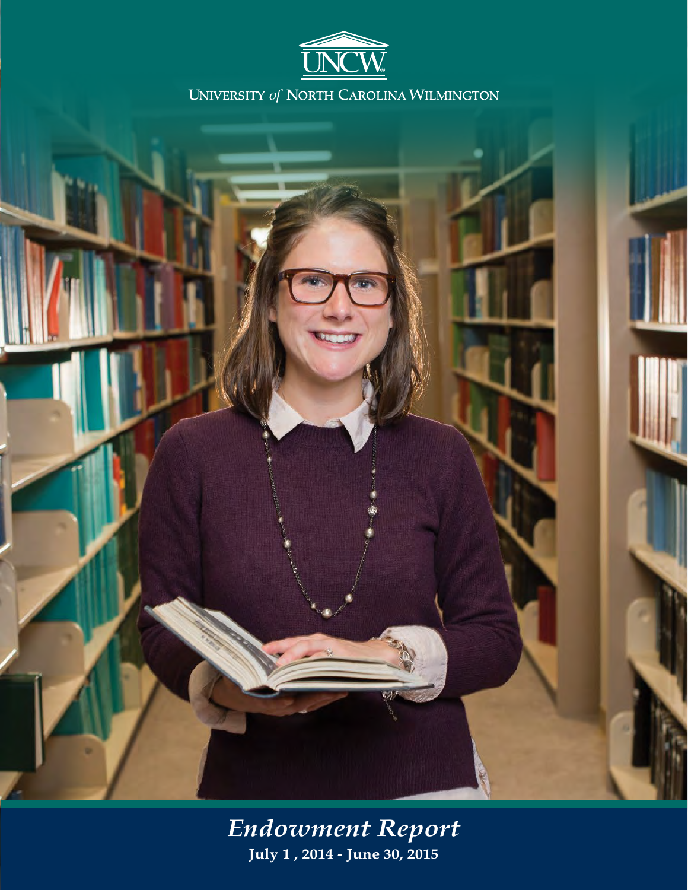UNCW

UNIVERSITY *of* NORTH CAROLINA WILMINGTON

# *Endowment Report*

**July 1 , 2014 - June 30, 2015**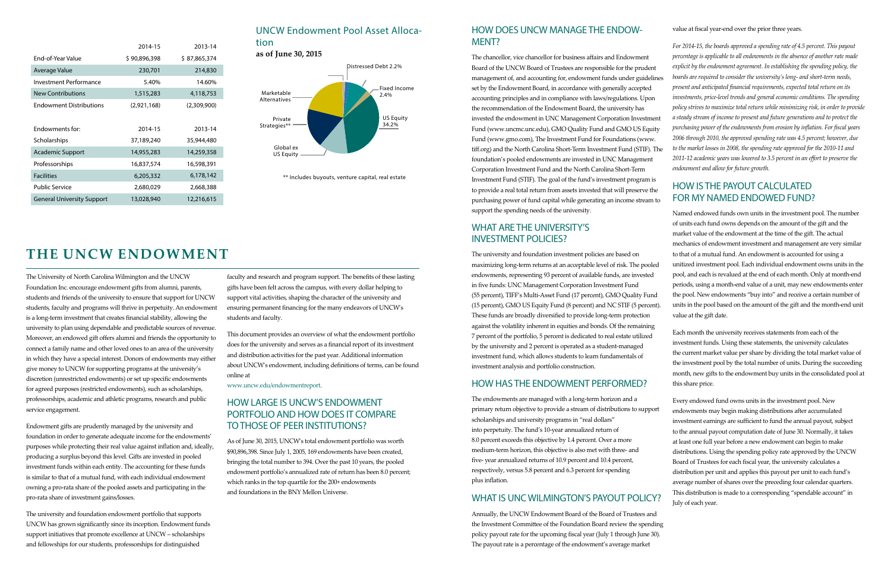|  | 2014-15 | 2013-14 |
| --- | --- | --- |
| End-of-Year Value | $ 90,896,398 | $ 87,865,374 |
| Average Value | 230,701 | 214,830 |
| Investment Performance | 5.40% | 14.60% |
| New Contributions | 1,515,283 | 4,118,753 |
| Endowment Distributions | (2,921,168) | (2,309,900) |

| Endowments for: | 2014-15 | 2013-14 |
| --- | --- | --- |
| Scholarships | 37,189,240 | 35,944,480 |
| Academic Support | 14,955,283 | 14,259,358 |
| Professorships | 16,837,574 | 16,598,391 |
| Facilities | 6,205,332 | 6,178,142 |
| Public Service | 2,680,029 | 2,668,388 |
| General University Support | 13,028,940 | 12,216,615 |

## UNCW Endowment Pool Asset Allocation

**as of June 30, 2015**

Distressed Debt 2.2%
Fixed Income 2.4%
US Equity 34.2%
Marketable Alternatives
Private Strategies**
Global ex US Equity

** Includes buyouts, venture capital, real estate

# THE UNCW ENDOWMENT

The University of North Carolina Wilmington and the UNCW Foundation Inc. encourage endowment gifts from alumni, parents, students and friends of the university to ensure that support for UNCW students, faculty and programs will thrive in perpetuity. An endowment is a long-term investment that creates financial stability, allowing the university to plan using dependable and predictable sources of revenue. Moreover, an endowed gift offers alumni and friends the opportunity to connect a family name and other loved ones to an area of the university in which they have a special interest. Donors of endowments may either give money to UNCW for supporting programs at the university's discretion (unrestricted endowments) or set up specific endowments for agreed purposes (restricted endowments), such as scholarships, professorships, academic and athletic programs, research and public service engagement.

Endowment gifts are prudently managed by the university and foundation in order to generate adequate income for the endowments' purposes while protecting their real value against inflation and, ideally, producing a surplus beyond this level. Gifts are invested in pooled investment funds within each entity. The accounting for these funds is similar to that of a mutual fund, with each individual endowment owning a pro-rata share of the pooled assets and participating in the pro-rata share of investment gains/losses.

The university and foundation endowment portfolio that supports UNCW has grown significantly since its inception. Endowment funds support initiatives that promote excellence at UNCW – scholarships and fellowships for our students, professorships for distinguished faculty and research and program support. The benefits of these lasting gifts have been felt across the campus, with every dollar helping to support vital activities, shaping the character of the university and ensuring permanent financing for the many endeavors of UNCW's students and faculty.

This document provides an overview of what the endowment portfolio does for the university and serves as a financial report of its investment and distribution activities for the past year. Additional information about UNCW's endowment, including definitions of terms, can be found online at

www.uncw.edu/endowmentreport.

## HOW LARGE IS UNCW'S ENDOWMENT PORTFOLIO AND HOW DOES IT COMPARE TO THOSE OF PEER INSTITUTIONS?

As of June 30, 2015, UNCW's total endowment portfolio was worth $90,896,398. Since July 1, 2005, 169 endowments have been created, bringing the total number to 394. Over the past 10 years, the pooled endowment portfolio's annualized rate of return has been 8.0 percent; which ranks in the top quartile for the 200+ endowments and foundations in the BNY Mellon Universe.

## HOW DOES UNCW MANAGE THE ENDOWMENT?

The chancellor, vice chancellor for business affairs and Endowment Board of the UNCW Board of Trustees are responsible for the prudent management of, and accounting for, endowment funds under guidelines set by the Endowment Board, in accordance with generally accepted accounting principles and in compliance with laws/regulations. Upon the recommendation of the Endowment Board, the university has invested the endowment in UNC Management Corporation Investment Fund (www.uncmc.unc.edu), GMO Quality Fund and GMO US Equity Fund (www.gmo.com), The Investment Fund for Foundations (www.tiff.org) and the North Carolina Short-Term Investment Fund (STIF). The foundation's pooled endowments are invested in UNC Management Corporation Investment Fund and the North Carolina Short-Term Investment Fund (STIF). The goal of the fund's investment program is to provide a real total return from assets invested that will preserve the purchasing power of fund capital while generating an income stream to support the spending needs of the university.

## WHAT ARE THE UNIVERSITY'S INVESTMENT POLICIES?

The university and foundation investment policies are based on maximizing long-term returns at an acceptable level of risk. The pooled endowments, representing 93 percent of available funds, are invested in five funds: UNC Management Corporation Investment Fund (55 percent), TIFF's Multi-Asset Fund (17 percent), GMO Quality Fund (15 percent), GMO US Equity Fund (8 percent) and NC STIF (5 percent). These funds are broadly diversified to provide long-term protection against the volatility inherent in equities and bonds. Of the remaining 7 percent of the portfolio, 5 percent is dedicated to real estate utilized by the university and 2 percent is operated as a student-managed investment fund, which allows students to learn fundamentals of investment analysis and portfolio construction.

## HOW HAS THE ENDOWMENT PERFORMED?

The endowments are managed with a long-term horizon and a primary return objective to provide a stream of distributions to support scholarships and university programs in "real dollars" into perpetuity. The fund's 10-year annualized return of 8.0 percent exceeds this objective by 1.4 percent. Over a more medium-term horizon, this objective is also met with three- and five- year annualized returns of 10.9 percent and 10.4 percent, respectively, versus 5.8 percent and 6.3 percent for spending plus inflation.

## WHAT IS UNC WILMINGTON'S PAYOUT POLICY?

Annually, the UNCW Endowment Board of the Board of Trustees and the Investment Committee of the Foundation Board review the spending policy payout rate for the upcoming fiscal year (July 1 through June 30). The payout rate is a percentage of the endowment's average market value at fiscal year-end over the prior three years.

*For 2014-15, the boards approved a spending rate of 4.5 percent. This payout percentage is applicable to all endowments in the absence of another rate made explicit by the endowment agreement. In establishing the spending policy, the boards are required to consider the university's long- and short-term needs, present and anticipated financial requirements, expected total return on its investments, price-level trends and general economic conditions. The spending policy strives to maximize total return while minimizing risk, in order to provide a steady stream of income to present and future generations and to protect the purchasing power of the endowments from erosion by inflation. For fiscal years 2006 through 2010, the approved spending rate was 4.5 percent; however, due to the market losses in 2008, the spending rate approved for the 2010-11 and 2011-12 academic years was lowered to 3.5 percent in an effort to preserve the endowment and allow for future growth.*

## HOW IS THE PAYOUT CALCULATED FOR MY NAMED ENDOWED FUND?

Named endowed funds own units in the investment pool. The number of units each fund owns depends on the amount of the gift and the market value of the endowment at the time of the gift. The actual mechanics of endowment investment and management are very similar to that of a mutual fund. An endowment is accounted for using a unitized investment pool. Each individual endowment owns units in the pool, and each is revalued at the end of each month. Only at month-end periods, using a month-end value of a unit, may new endowments enter the pool. New endowments "buy into" and receive a certain number of units in the pool based on the amount of the gift and the month-end unit value at the gift date.

Each month the university receives statements from each of the investment funds. Using these statements, the university calculates the current market value per share by dividing the total market value of the investment pool by the total number of units. During the succeeding month, new gifts to the endowment buy units in the consolidated pool at this share price.

Every endowed fund owns units in the investment pool. New endowments may begin making distributions after accumulated investment earnings are sufficient to fund the annual payout, subject to the annual payout computation date of June 30. Normally, it takes at least one full year before a new endowment can begin to make distributions. Using the spending policy rate approved by the UNCW Board of Trustees for each fiscal year, the university calculates a distribution per unit and applies this payout per unit to each fund's average number of shares over the preceding four calendar quarters. This distribution is made to a corresponding "spendable account" in July of each year.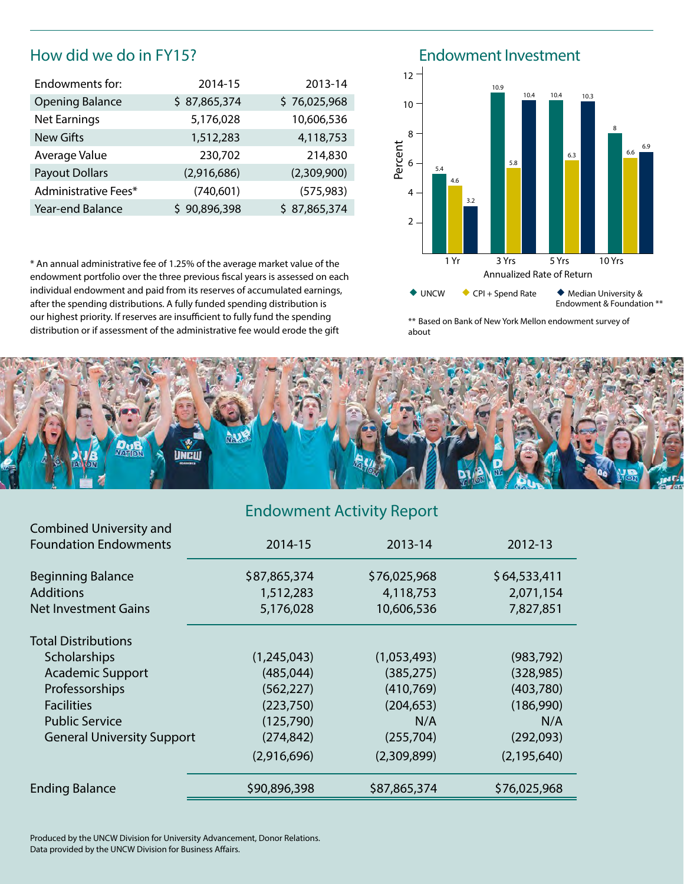## How did we do in FY15?

| Endowments for: | 2014-15 | 2013-14 |
|---|---|---|
| Opening Balance | $ 87,865,374 | $ 76,025,968 |
| Net Earnings | 5,176,028 | 10,606,536 |
| New Gifts | 1,512,283 | 4,118,753 |
| Average Value | 230,702 | 214,830 |
| Payout Dollars | (2,916,686) | (2,309,900) |
| Administrative Fees* | (740,601) | (575,983) |
| Year-end Balance | $ 90,896,398 | $ 87,865,374 |

\* An annual administrative fee of 1.25% of the average market value of the endowment portfolio over the three previous fiscal years is assessed on each individual endowment and paid from its reserves of accumulated earnings, after the spending distributions. A fully funded spending distribution is our highest priority. If reserves are insufficient to fully fund the spending distribution or if assessment of the administrative fee would erode the gift

## Endowment Investment

Percent

12
10
8
6
4
2

5.4 4.6 3.2
10.9 5.8 10.4
10.4 6.3 10.3
8 6.6 6.9

1 Yr
3 Yrs
5 Yrs
10 Yrs

Annualized Rate of Return

◆ UNCW ◆ CPI + Spend Rate ◆ Median University & Endowment & Foundation **

** Based on Bank of New York Mellon endowment survey of about

## Endowment Activity Report

| Combined University and Foundation Endowments | 2014-15 | 2013-14 | 2012-13 |
|---|---|---|---|
| Beginning Balance | $87,865,374 | $76,025,968 | $ 64,533,411 |
| Additions | 1,512,283 | 4,118,753 | 2,071,154 |
| Net Investment Gains | 5,176,028 | 10,606,536 | 7,827,851 |
| Total Distributions | | | |
| Scholarships | (1,245,043) | (1,053,493) | (983,792) |
| Academic Support | (485,044) | (385,275) | (328,985) |
| Professorships | (562,227) | (410,769) | (403,780) |
| Facilities | (223,750) | (204,653) | (186,990) |
| Public Service | (125,790) | N/A | N/A |
| General University Support | (274,842) | (255,704) | (292,093) |
| | (2,916,696) | (2,309,899) | (2,195,640) |
| Ending Balance | $90,896,398 | $87,865,374 | $76,025,968 |

Produced by the UNCW Division for University Advancement, Donor Relations.
Data provided by the UNCW Division for Business Affairs.